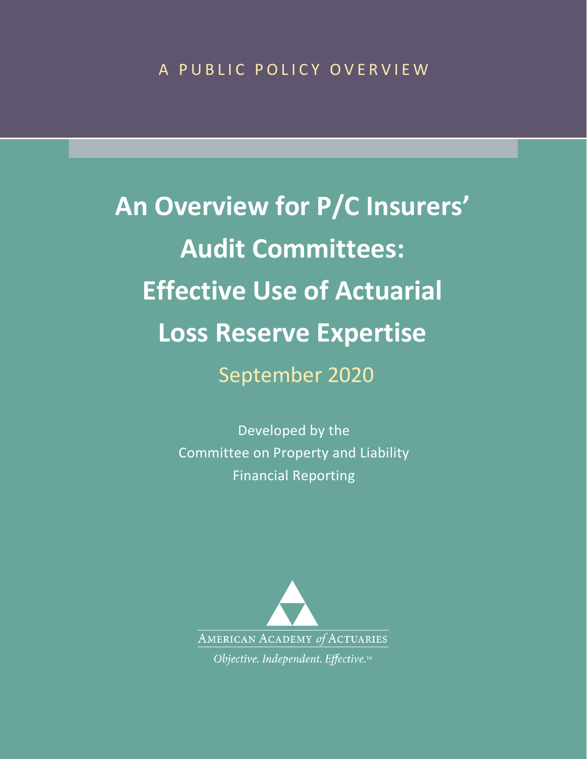A PUBLIC POLICY OVERVIEW

# An Overview for P/C Insurers' Audit Committees: Effective Use of Actuarial Loss Reserve Expertise

September 2020

Developed by the
Committee on Property and Liability
Financial Reporting

AMERICAN ACADEMY *of* ACTUARIES

*Objective. Independent. Effective.*™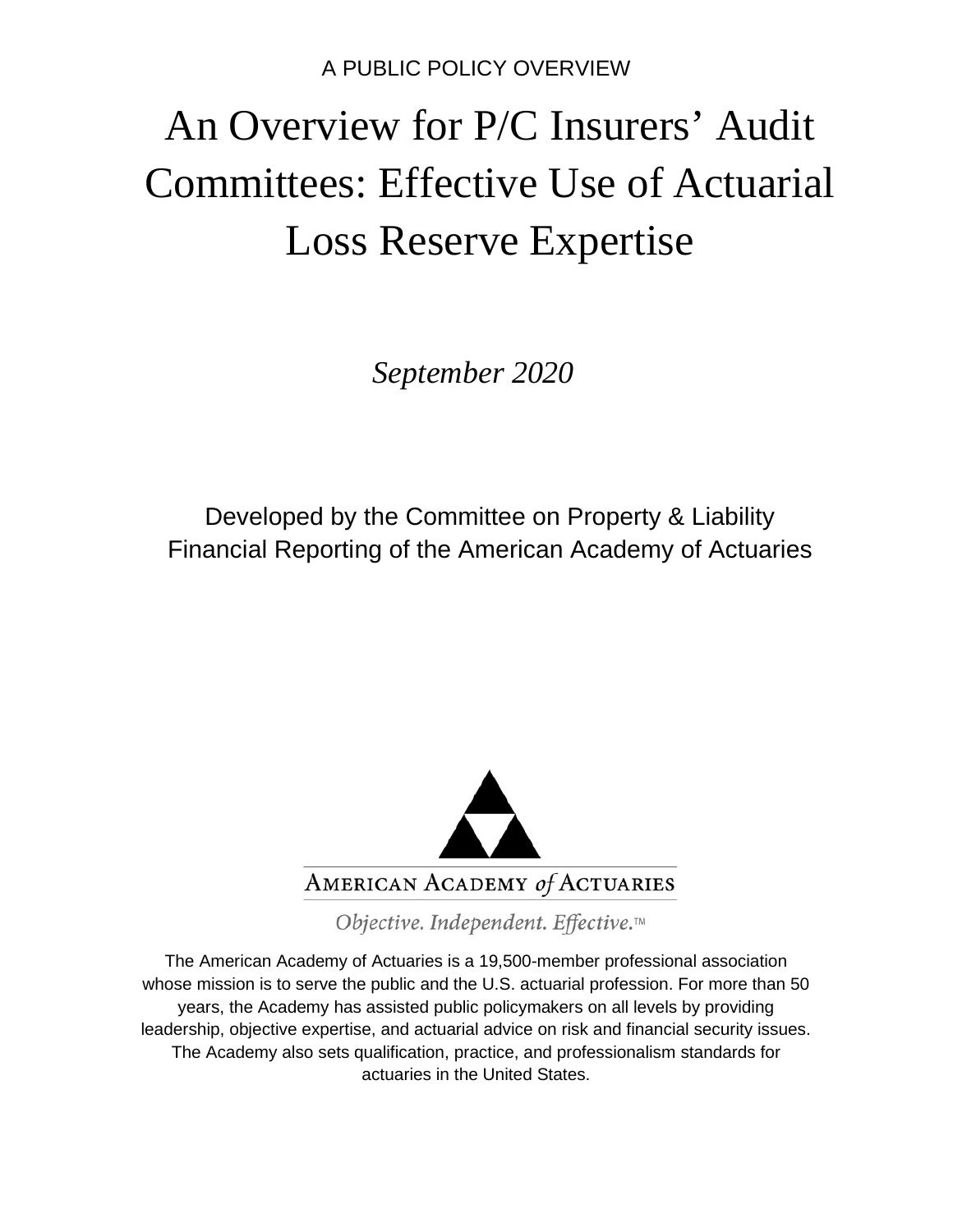A PUBLIC POLICY OVERVIEW

# An Overview for P/C Insurers' Audit Committees: Effective Use of Actuarial Loss Reserve Expertise

*September 2020*

Developed by the Committee on Property & Liability Financial Reporting of the American Academy of Actuaries

AMERICAN ACADEMY *of* ACTUARIES

*Objective. Independent. Effective.*™

The American Academy of Actuaries is a 19,500-member professional association whose mission is to serve the public and the U.S. actuarial profession. For more than 50 years, the Academy has assisted public policymakers on all levels by providing leadership, objective expertise, and actuarial advice on risk and financial security issues. The Academy also sets qualification, practice, and professionalism standards for actuaries in the United States.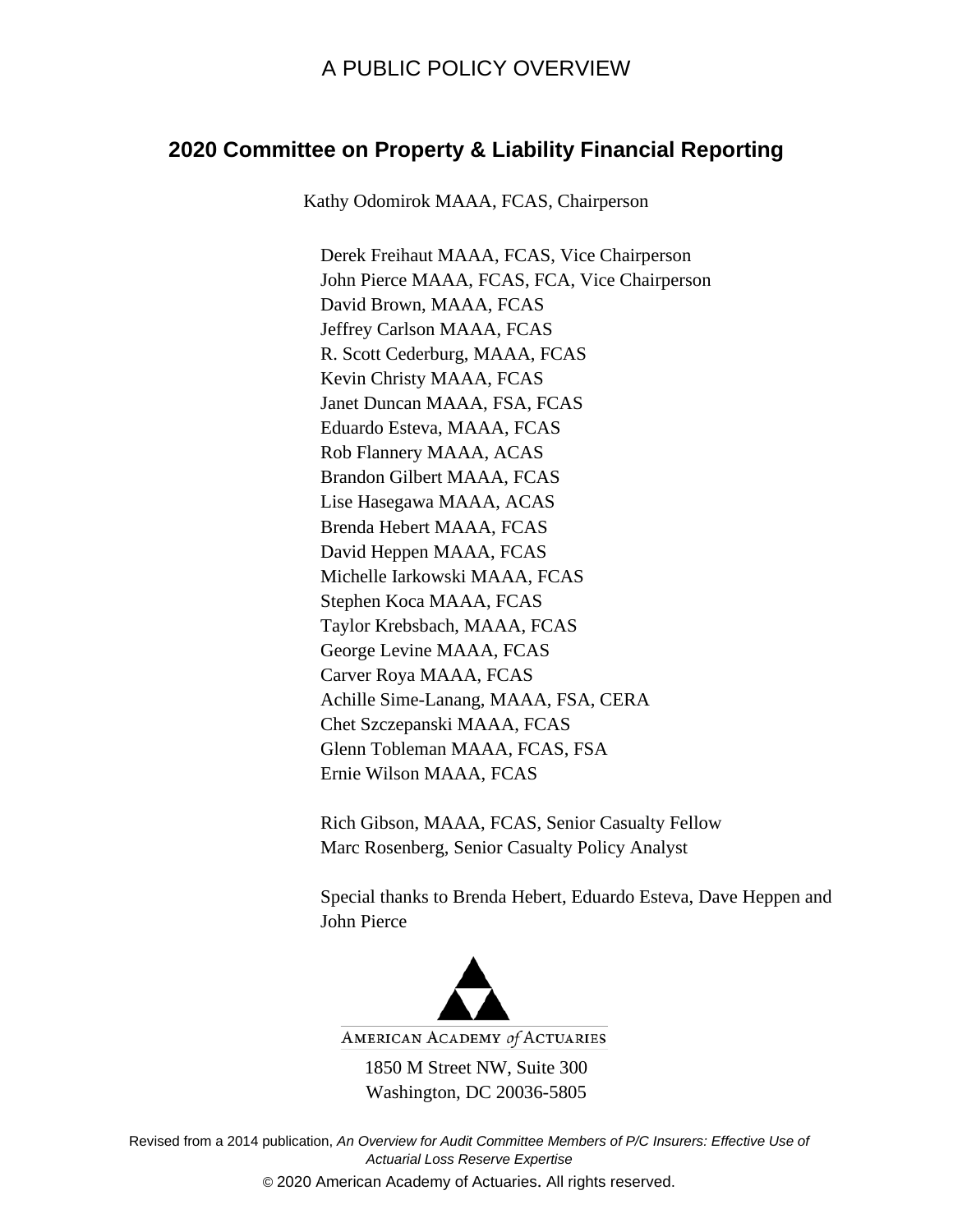A PUBLIC POLICY OVERVIEW

## 2020 Committee on Property & Liability Financial Reporting

Kathy Odomirok MAAA, FCAS, Chairperson

Derek Freihaut MAAA, FCAS, Vice Chairperson
John Pierce MAAA, FCAS, FCA, Vice Chairperson
David Brown, MAAA, FCAS
Jeffrey Carlson MAAA, FCAS
R. Scott Cederburg, MAAA, FCAS
Kevin Christy MAAA, FCAS
Janet Duncan MAAA, FSA, FCAS
Eduardo Esteva, MAAA, FCAS
Rob Flannery MAAA, ACAS
Brandon Gilbert MAAA, FCAS
Lise Hasegawa MAAA, ACAS
Brenda Hebert MAAA, FCAS
David Heppen MAAA, FCAS
Michelle Iarkowski MAAA, FCAS
Stephen Koca MAAA, FCAS
Taylor Krebsbach, MAAA, FCAS
George Levine MAAA, FCAS
Carver Roya MAAA, FCAS
Achille Sime-Lanang, MAAA, FSA, CERA
Chet Szczepanski MAAA, FCAS
Glenn Tobleman MAAA, FCAS, FSA
Ernie Wilson MAAA, FCAS

Rich Gibson, MAAA, FCAS, Senior Casualty Fellow
Marc Rosenberg, Senior Casualty Policy Analyst

Special thanks to Brenda Hebert, Eduardo Esteva, Dave Heppen and John Pierce

AMERICAN ACADEMY *of* ACTUARIES

1850 M Street NW, Suite 300
Washington, DC 20036-5805

Revised from a 2014 publication, *An Overview for Audit Committee Members of P/C Insurers: Effective Use of Actuarial Loss Reserve Expertise*

© 2020 American Academy of Actuaries. All rights reserved.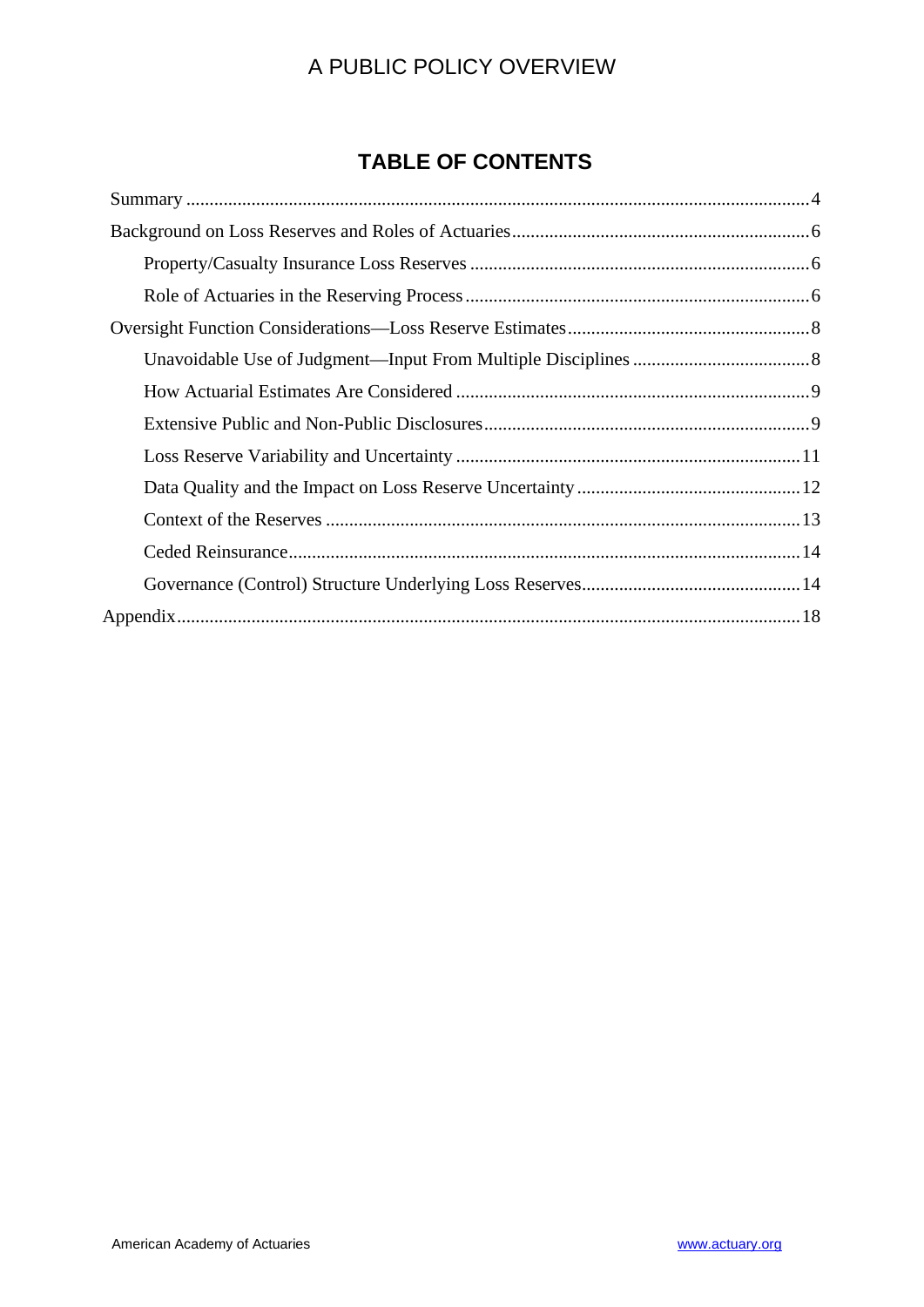## TABLE OF CONTENTS

- Summary ..... 4
- Background on Loss Reserves and Roles of Actuaries ..... 6
  - Property/Casualty Insurance Loss Reserves ..... 6
  - Role of Actuaries in the Reserving Process ..... 6
- Oversight Function Considerations—Loss Reserve Estimates ..... 8
  - Unavoidable Use of Judgment—Input From Multiple Disciplines ..... 8
  - How Actuarial Estimates Are Considered ..... 9
  - Extensive Public and Non-Public Disclosures ..... 9
  - Loss Reserve Variability and Uncertainty ..... 11
  - Data Quality and the Impact on Loss Reserve Uncertainty ..... 12
  - Context of the Reserves ..... 13
  - Ceded Reinsurance ..... 14
  - Governance (Control) Structure Underlying Loss Reserves ..... 14
- Appendix ..... 18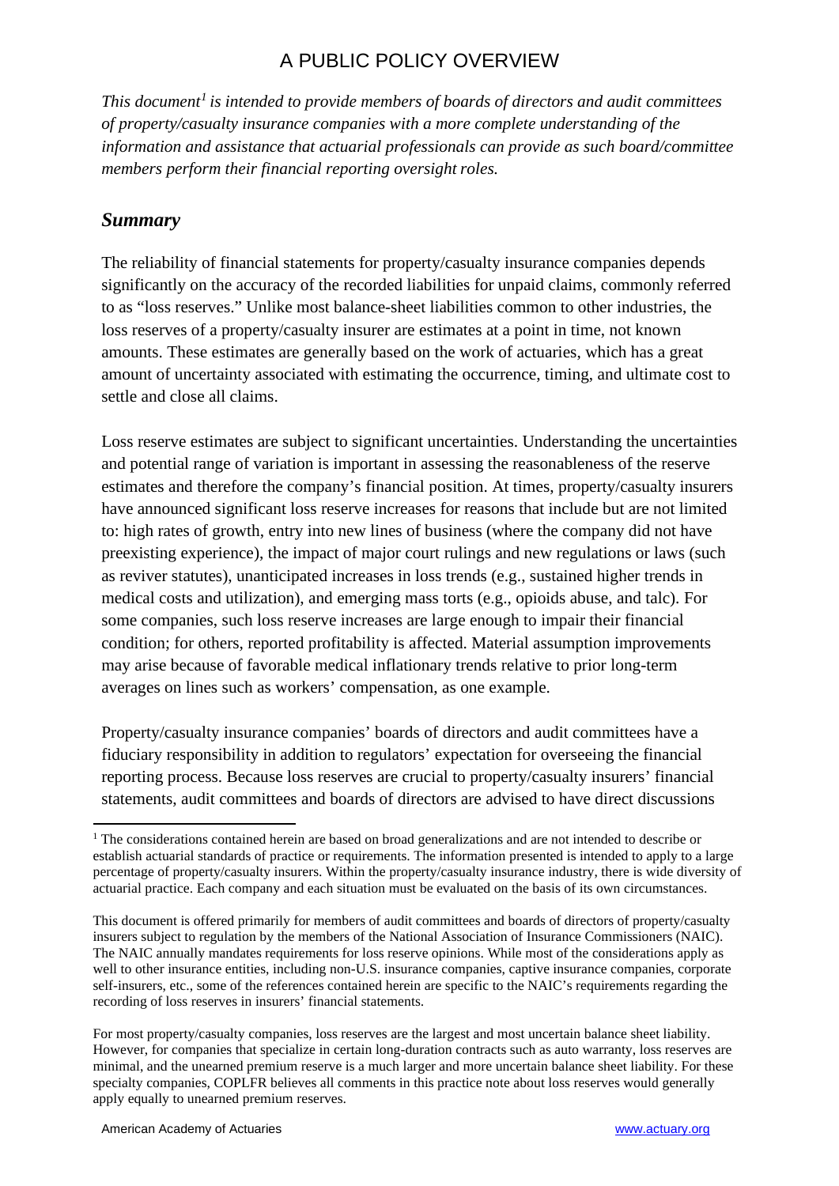# A PUBLIC POLICY OVERVIEW

*This document[1] is intended to provide members of boards of directors and audit committees of property/casualty insurance companies with a more complete understanding of the information and assistance that actuarial professionals can provide as such board/committee members perform their financial reporting oversight roles.*

## *Summary*

The reliability of financial statements for property/casualty insurance companies depends significantly on the accuracy of the recorded liabilities for unpaid claims, commonly referred to as "loss reserves." Unlike most balance-sheet liabilities common to other industries, the loss reserves of a property/casualty insurer are estimates at a point in time, not known amounts. These estimates are generally based on the work of actuaries, which has a great amount of uncertainty associated with estimating the occurrence, timing, and ultimate cost to settle and close all claims.

Loss reserve estimates are subject to significant uncertainties. Understanding the uncertainties and potential range of variation is important in assessing the reasonableness of the reserve estimates and therefore the company's financial position. At times, property/casualty insurers have announced significant loss reserve increases for reasons that include but are not limited to: high rates of growth, entry into new lines of business (where the company did not have preexisting experience), the impact of major court rulings and new regulations or laws (such as reviver statutes), unanticipated increases in loss trends (e.g., sustained higher trends in medical costs and utilization), and emerging mass torts (e.g., opioids abuse, and talc). For some companies, such loss reserve increases are large enough to impair their financial condition; for others, reported profitability is affected. Material assumption improvements may arise because of favorable medical inflationary trends relative to prior long-term averages on lines such as workers' compensation, as one example.

Property/casualty insurance companies' boards of directors and audit committees have a fiduciary responsibility in addition to regulators' expectation for overseeing the financial reporting process. Because loss reserves are crucial to property/casualty insurers' financial statements, audit committees and boards of directors are advised to have direct discussions

---

[1] The considerations contained herein are based on broad generalizations and are not intended to describe or establish actuarial standards of practice or requirements. The information presented is intended to apply to a large percentage of property/casualty insurers. Within the property/casualty insurance industry, there is wide diversity of actuarial practice. Each company and each situation must be evaluated on the basis of its own circumstances.

This document is offered primarily for members of audit committees and boards of directors of property/casualty insurers subject to regulation by the members of the National Association of Insurance Commissioners (NAIC). The NAIC annually mandates requirements for loss reserve opinions. While most of the considerations apply as well to other insurance entities, including non-U.S. insurance companies, captive insurance companies, corporate self-insurers, etc., some of the references contained herein are specific to the NAIC's requirements regarding the recording of loss reserves in insurers' financial statements.

For most property/casualty companies, loss reserves are the largest and most uncertain balance sheet liability. However, for companies that specialize in certain long-duration contracts such as auto warranty, loss reserves are minimal, and the unearned premium reserve is a much larger and more uncertain balance sheet liability. For these specialty companies, COPLFR believes all comments in this practice note about loss reserves would generally apply equally to unearned premium reserves.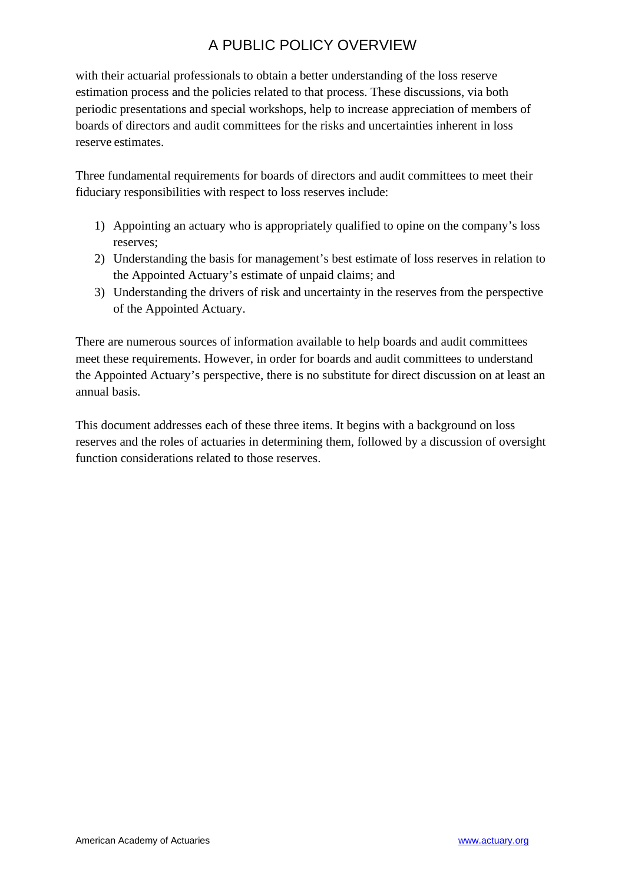with their actuarial professionals to obtain a better understanding of the loss reserve estimation process and the policies related to that process. These discussions, via both periodic presentations and special workshops, help to increase appreciation of members of boards of directors and audit committees for the risks and uncertainties inherent in loss reserve estimates.

Three fundamental requirements for boards of directors and audit committees to meet their fiduciary responsibilities with respect to loss reserves include:

1) Appointing an actuary who is appropriately qualified to opine on the company's loss reserves;
2) Understanding the basis for management's best estimate of loss reserves in relation to the Appointed Actuary's estimate of unpaid claims; and
3) Understanding the drivers of risk and uncertainty in the reserves from the perspective of the Appointed Actuary.

There are numerous sources of information available to help boards and audit committees meet these requirements. However, in order for boards and audit committees to understand the Appointed Actuary's perspective, there is no substitute for direct discussion on at least an annual basis.

This document addresses each of these three items. It begins with a background on loss reserves and the roles of actuaries in determining them, followed by a discussion of oversight function considerations related to those reserves.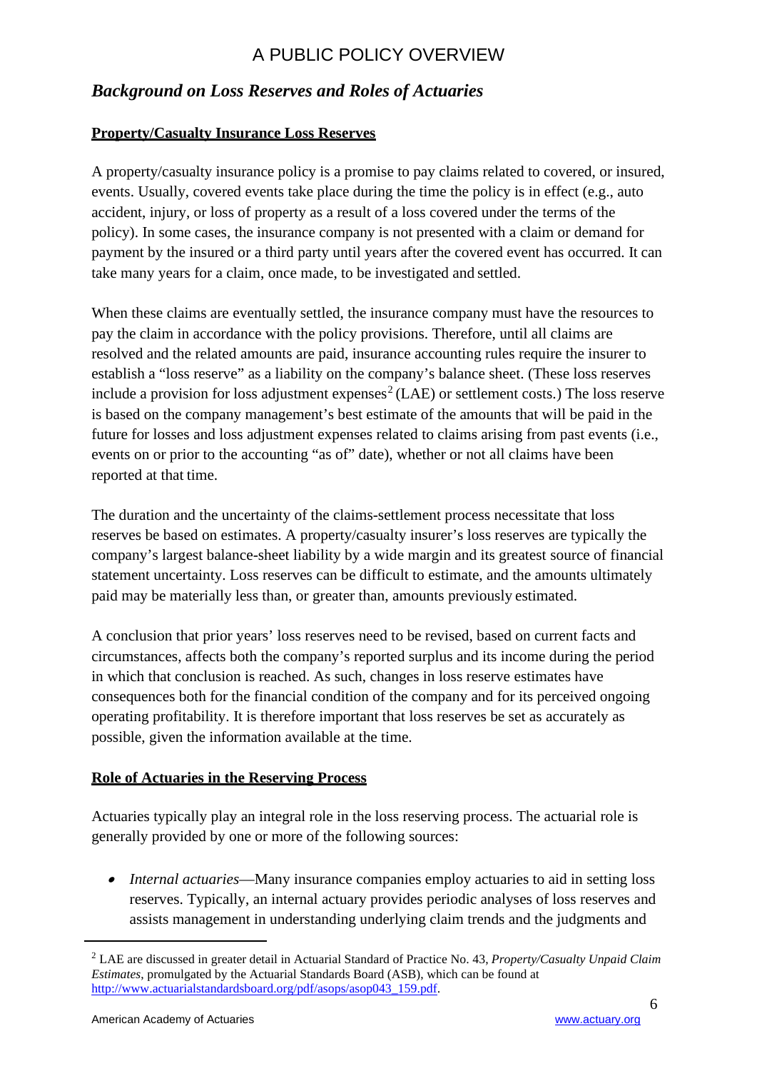## *Background on Loss Reserves and Roles of Actuaries*

### Property/Casualty Insurance Loss Reserves

A property/casualty insurance policy is a promise to pay claims related to covered, or insured, events. Usually, covered events take place during the time the policy is in effect (e.g., auto accident, injury, or loss of property as a result of a loss covered under the terms of the policy). In some cases, the insurance company is not presented with a claim or demand for payment by the insured or a third party until years after the covered event has occurred. It can take many years for a claim, once made, to be investigated and settled.

When these claims are eventually settled, the insurance company must have the resources to pay the claim in accordance with the policy provisions. Therefore, until all claims are resolved and the related amounts are paid, insurance accounting rules require the insurer to establish a "loss reserve" as a liability on the company's balance sheet. (These loss reserves include a provision for loss adjustment expenses[2] (LAE) or settlement costs.) The loss reserve is based on the company management's best estimate of the amounts that will be paid in the future for losses and loss adjustment expenses related to claims arising from past events (i.e., events on or prior to the accounting "as of" date), whether or not all claims have been reported at that time.

The duration and the uncertainty of the claims-settlement process necessitate that loss reserves be based on estimates. A property/casualty insurer's loss reserves are typically the company's largest balance-sheet liability by a wide margin and its greatest source of financial statement uncertainty. Loss reserves can be difficult to estimate, and the amounts ultimately paid may be materially less than, or greater than, amounts previously estimated.

A conclusion that prior years' loss reserves need to be revised, based on current facts and circumstances, affects both the company's reported surplus and its income during the period in which that conclusion is reached. As such, changes in loss reserve estimates have consequences both for the financial condition of the company and for its perceived ongoing operating profitability. It is therefore important that loss reserves be set as accurately as possible, given the information available at the time.

### Role of Actuaries in the Reserving Process

Actuaries typically play an integral role in the loss reserving process. The actuarial role is generally provided by one or more of the following sources:

- *Internal actuaries*—Many insurance companies employ actuaries to aid in setting loss reserves. Typically, an internal actuary provides periodic analyses of loss reserves and assists management in understanding underlying claim trends and the judgments and

---

[2] LAE are discussed in greater detail in Actuarial Standard of Practice No. 43, *Property/Casualty Unpaid Claim Estimates*, promulgated by the Actuarial Standards Board (ASB), which can be found at http://www.actuarialstandardsboard.org/pdf/asops/asop043_159.pdf.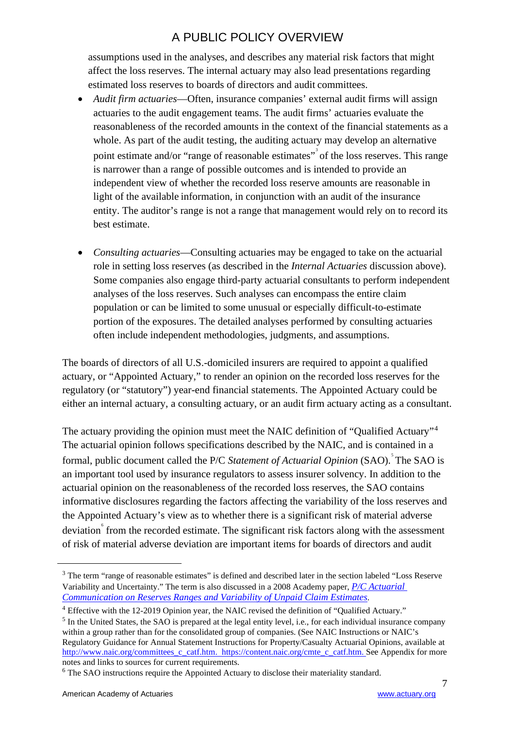assumptions used in the analyses, and describes any material risk factors that might affect the loss reserves. The internal actuary may also lead presentations regarding estimated loss reserves to boards of directors and audit committees.

- *Audit firm actuaries*—Often, insurance companies' external audit firms will assign actuaries to the audit engagement teams. The audit firms' actuaries evaluate the reasonableness of the recorded amounts in the context of the financial statements as a whole. As part of the audit testing, the auditing actuary may develop an alternative point estimate and/or "range of reasonable estimates"[3] of the loss reserves. This range is narrower than a range of possible outcomes and is intended to provide an independent view of whether the recorded loss reserve amounts are reasonable in light of the available information, in conjunction with an audit of the insurance entity. The auditor's range is not a range that management would rely on to record its best estimate.

- *Consulting actuaries*—Consulting actuaries may be engaged to take on the actuarial role in setting loss reserves (as described in the *Internal Actuaries* discussion above). Some companies also engage third-party actuarial consultants to perform independent analyses of the loss reserves. Such analyses can encompass the entire claim population or can be limited to some unusual or especially difficult-to-estimate portion of the exposures. The detailed analyses performed by consulting actuaries often include independent methodologies, judgments, and assumptions.

The boards of directors of all U.S.-domiciled insurers are required to appoint a qualified actuary, or "Appointed Actuary," to render an opinion on the recorded loss reserves for the regulatory (or "statutory") year-end financial statements. The Appointed Actuary could be either an internal actuary, a consulting actuary, or an audit firm actuary acting as a consultant.

The actuary providing the opinion must meet the NAIC definition of "Qualified Actuary"[4] The actuarial opinion follows specifications described by the NAIC, and is contained in a formal, public document called the P/C *Statement of Actuarial Opinion* (SAO).[5] The SAO is an important tool used by insurance regulators to assess insurer solvency. In addition to the actuarial opinion on the reasonableness of the recorded loss reserves, the SAO contains informative disclosures regarding the factors affecting the variability of the loss reserves and the Appointed Actuary's view as to whether there is a significant risk of material adverse deviation[6] from the recorded estimate. The significant risk factors along with the assessment of risk of material adverse deviation are important items for boards of directors and audit

---

[3] The term "range of reasonable estimates" is defined and described later in the section labeled "Loss Reserve Variability and Uncertainty." The term is also discussed in a 2008 Academy paper, *P/C Actuarial Communication on Reserves Ranges and Variability of Unpaid Claim Estimates*.

[4] Effective with the 12-2019 Opinion year, the NAIC revised the definition of "Qualified Actuary."

[5] In the United States, the SAO is prepared at the legal entity level, i.e., for each individual insurance company within a group rather than for the consolidated group of companies. (See NAIC Instructions or NAIC's Regulatory Guidance for Annual Statement Instructions for Property/Casualty Actuarial Opinions, available at http://www.naic.org/committees_c_catf.htm. https://content.naic.org/cmte_c_catf.htm. See Appendix for more notes and links to sources for current requirements.

[6] The SAO instructions require the Appointed Actuary to disclose their materiality standard.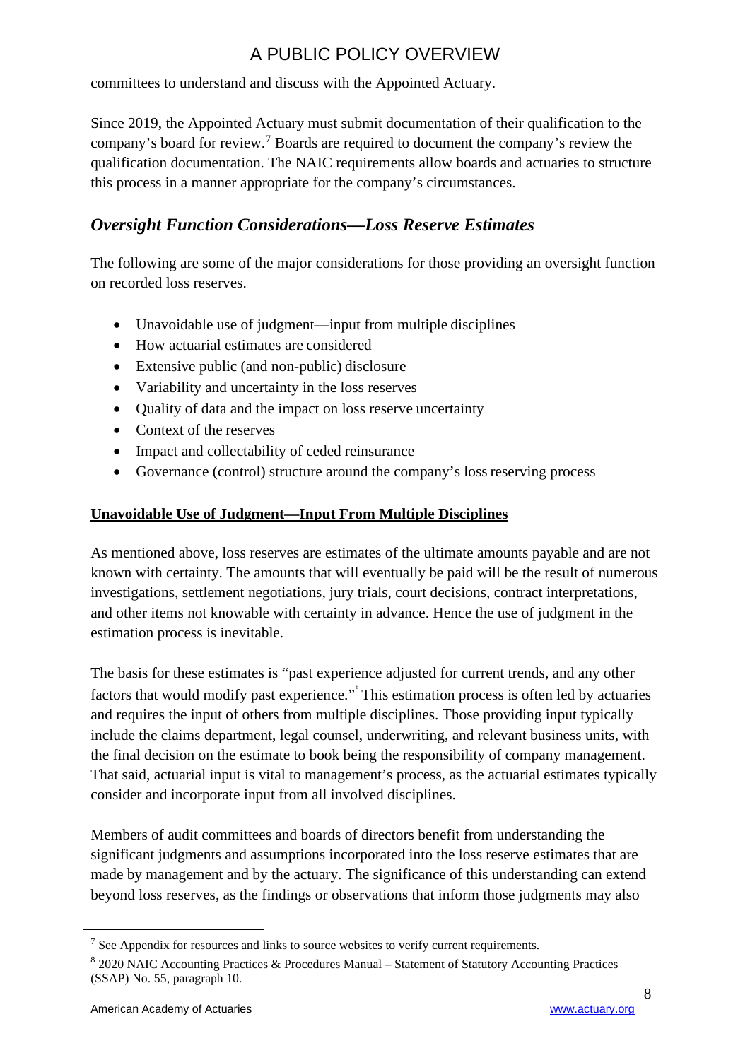committees to understand and discuss with the Appointed Actuary.

Since 2019, the Appointed Actuary must submit documentation of their qualification to the company's board for review.[7] Boards are required to document the company's review the qualification documentation. The NAIC requirements allow boards and actuaries to structure this process in a manner appropriate for the company's circumstances.

## *Oversight Function Considerations—Loss Reserve Estimates*

The following are some of the major considerations for those providing an oversight function on recorded loss reserves.

- Unavoidable use of judgment—input from multiple disciplines
- How actuarial estimates are considered
- Extensive public (and non-public) disclosure
- Variability and uncertainty in the loss reserves
- Quality of data and the impact on loss reserve uncertainty
- Context of the reserves
- Impact and collectability of ceded reinsurance
- Governance (control) structure around the company's loss reserving process

### **Unavoidable Use of Judgment—Input From Multiple Disciplines**

As mentioned above, loss reserves are estimates of the ultimate amounts payable and are not known with certainty. The amounts that will eventually be paid will be the result of numerous investigations, settlement negotiations, jury trials, court decisions, contract interpretations, and other items not knowable with certainty in advance. Hence the use of judgment in the estimation process is inevitable.

The basis for these estimates is "past experience adjusted for current trends, and any other factors that would modify past experience."[8] This estimation process is often led by actuaries and requires the input of others from multiple disciplines. Those providing input typically include the claims department, legal counsel, underwriting, and relevant business units, with the final decision on the estimate to book being the responsibility of company management. That said, actuarial input is vital to management's process, as the actuarial estimates typically consider and incorporate input from all involved disciplines.

Members of audit committees and boards of directors benefit from understanding the significant judgments and assumptions incorporated into the loss reserve estimates that are made by management and by the actuary. The significance of this understanding can extend beyond loss reserves, as the findings or observations that inform those judgments may also

---

[7] See Appendix for resources and links to source websites to verify current requirements.

[8] 2020 NAIC Accounting Practices & Procedures Manual – Statement of Statutory Accounting Practices (SSAP) No. 55, paragraph 10.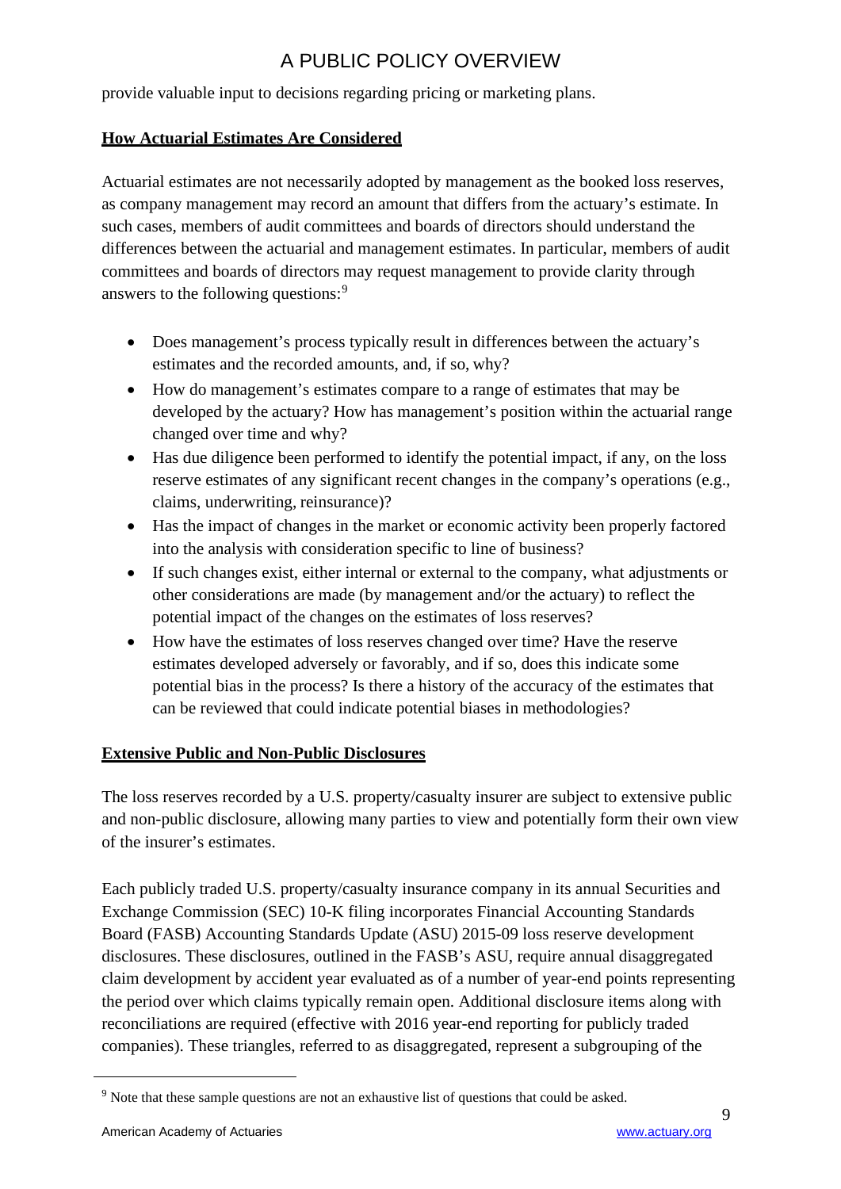provide valuable input to decisions regarding pricing or marketing plans.

**How Actuarial Estimates Are Considered**

Actuarial estimates are not necessarily adopted by management as the booked loss reserves, as company management may record an amount that differs from the actuary's estimate. In such cases, members of audit committees and boards of directors should understand the differences between the actuarial and management estimates. In particular, members of audit committees and boards of directors may request management to provide clarity through answers to the following questions:[9]

- Does management's process typically result in differences between the actuary's estimates and the recorded amounts, and, if so, why?
- How do management's estimates compare to a range of estimates that may be developed by the actuary? How has management's position within the actuarial range changed over time and why?
- Has due diligence been performed to identify the potential impact, if any, on the loss reserve estimates of any significant recent changes in the company's operations (e.g., claims, underwriting, reinsurance)?
- Has the impact of changes in the market or economic activity been properly factored into the analysis with consideration specific to line of business?
- If such changes exist, either internal or external to the company, what adjustments or other considerations are made (by management and/or the actuary) to reflect the potential impact of the changes on the estimates of loss reserves?
- How have the estimates of loss reserves changed over time? Have the reserve estimates developed adversely or favorably, and if so, does this indicate some potential bias in the process? Is there a history of the accuracy of the estimates that can be reviewed that could indicate potential biases in methodologies?

**Extensive Public and Non-Public Disclosures**

The loss reserves recorded by a U.S. property/casualty insurer are subject to extensive public and non-public disclosure, allowing many parties to view and potentially form their own view of the insurer's estimates.

Each publicly traded U.S. property/casualty insurance company in its annual Securities and Exchange Commission (SEC) 10-K filing incorporates Financial Accounting Standards Board (FASB) Accounting Standards Update (ASU) 2015-09 loss reserve development disclosures. These disclosures, outlined in the FASB's ASU, require annual disaggregated claim development by accident year evaluated as of a number of year-end points representing the period over which claims typically remain open. Additional disclosure items along with reconciliations are required (effective with 2016 year-end reporting for publicly traded companies). These triangles, referred to as disaggregated, represent a subgrouping of the

[9] Note that these sample questions are not an exhaustive list of questions that could be asked.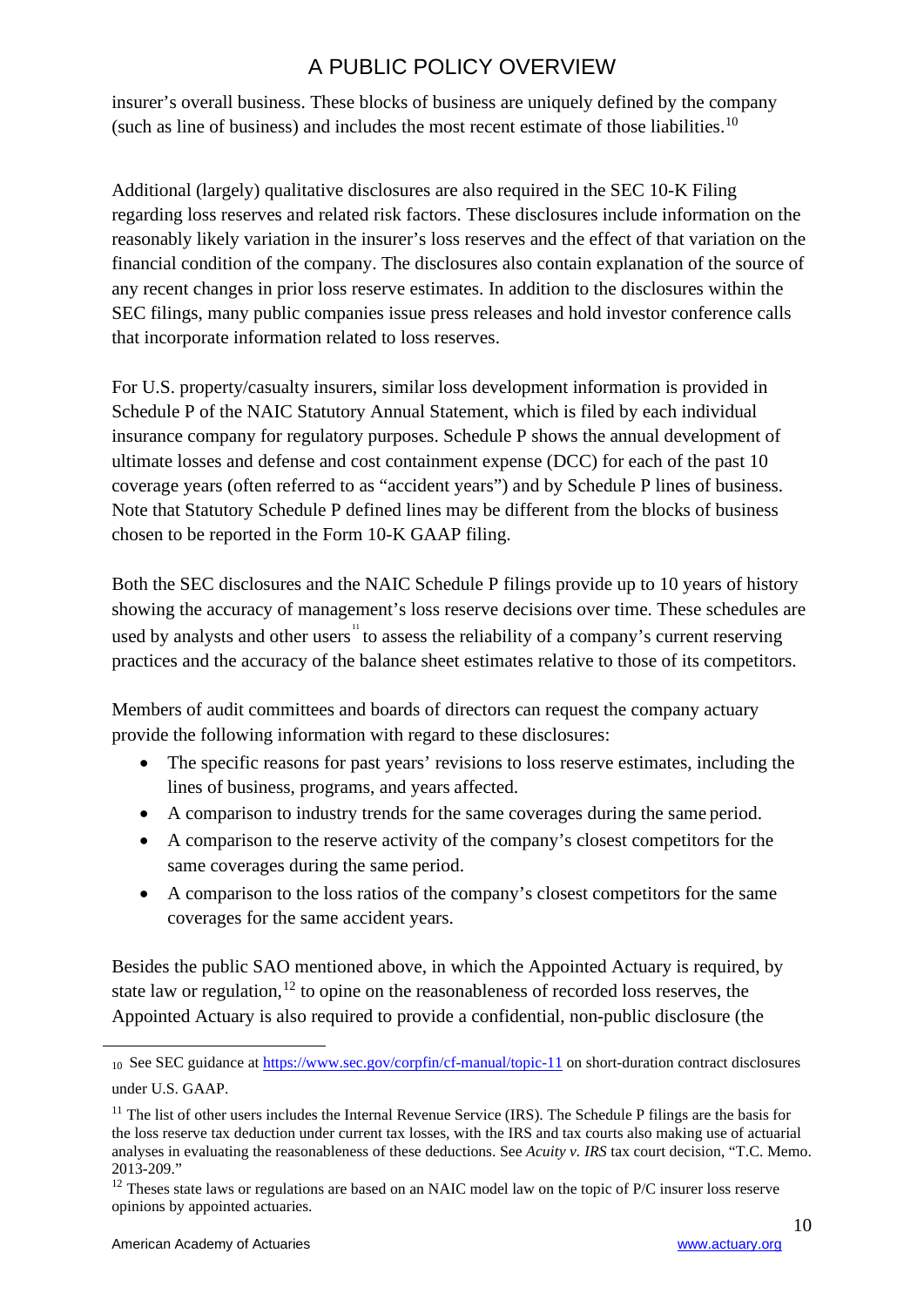insurer's overall business. These blocks of business are uniquely defined by the company (such as line of business) and includes the most recent estimate of those liabilities.[10]

Additional (largely) qualitative disclosures are also required in the SEC 10-K Filing regarding loss reserves and related risk factors. These disclosures include information on the reasonably likely variation in the insurer's loss reserves and the effect of that variation on the financial condition of the company. The disclosures also contain explanation of the source of any recent changes in prior loss reserve estimates. In addition to the disclosures within the SEC filings, many public companies issue press releases and hold investor conference calls that incorporate information related to loss reserves.

For U.S. property/casualty insurers, similar loss development information is provided in Schedule P of the NAIC Statutory Annual Statement, which is filed by each individual insurance company for regulatory purposes. Schedule P shows the annual development of ultimate losses and defense and cost containment expense (DCC) for each of the past 10 coverage years (often referred to as "accident years") and by Schedule P lines of business. Note that Statutory Schedule P defined lines may be different from the blocks of business chosen to be reported in the Form 10-K GAAP filing.

Both the SEC disclosures and the NAIC Schedule P filings provide up to 10 years of history showing the accuracy of management's loss reserve decisions over time. These schedules are used by analysts and other users[11] to assess the reliability of a company's current reserving practices and the accuracy of the balance sheet estimates relative to those of its competitors.

Members of audit committees and boards of directors can request the company actuary provide the following information with regard to these disclosures:

- The specific reasons for past years' revisions to loss reserve estimates, including the lines of business, programs, and years affected.
- A comparison to industry trends for the same coverages during the same period.
- A comparison to the reserve activity of the company's closest competitors for the same coverages during the same period.
- A comparison to the loss ratios of the company's closest competitors for the same coverages for the same accident years.

Besides the public SAO mentioned above, in which the Appointed Actuary is required, by state law or regulation,[12] to opine on the reasonableness of recorded loss reserves, the Appointed Actuary is also required to provide a confidential, non-public disclosure (the

---

[10] See SEC guidance at https://www.sec.gov/corpfin/cf-manual/topic-11 on short-duration contract disclosures under U.S. GAAP.

[11] The list of other users includes the Internal Revenue Service (IRS). The Schedule P filings are the basis for the loss reserve tax deduction under current tax losses, with the IRS and tax courts also making use of actuarial analyses in evaluating the reasonableness of these deductions. See *Acuity v. IRS* tax court decision, "T.C. Memo. 2013-209."

[12] Theses state laws or regulations are based on an NAIC model law on the topic of P/C insurer loss reserve opinions by appointed actuaries.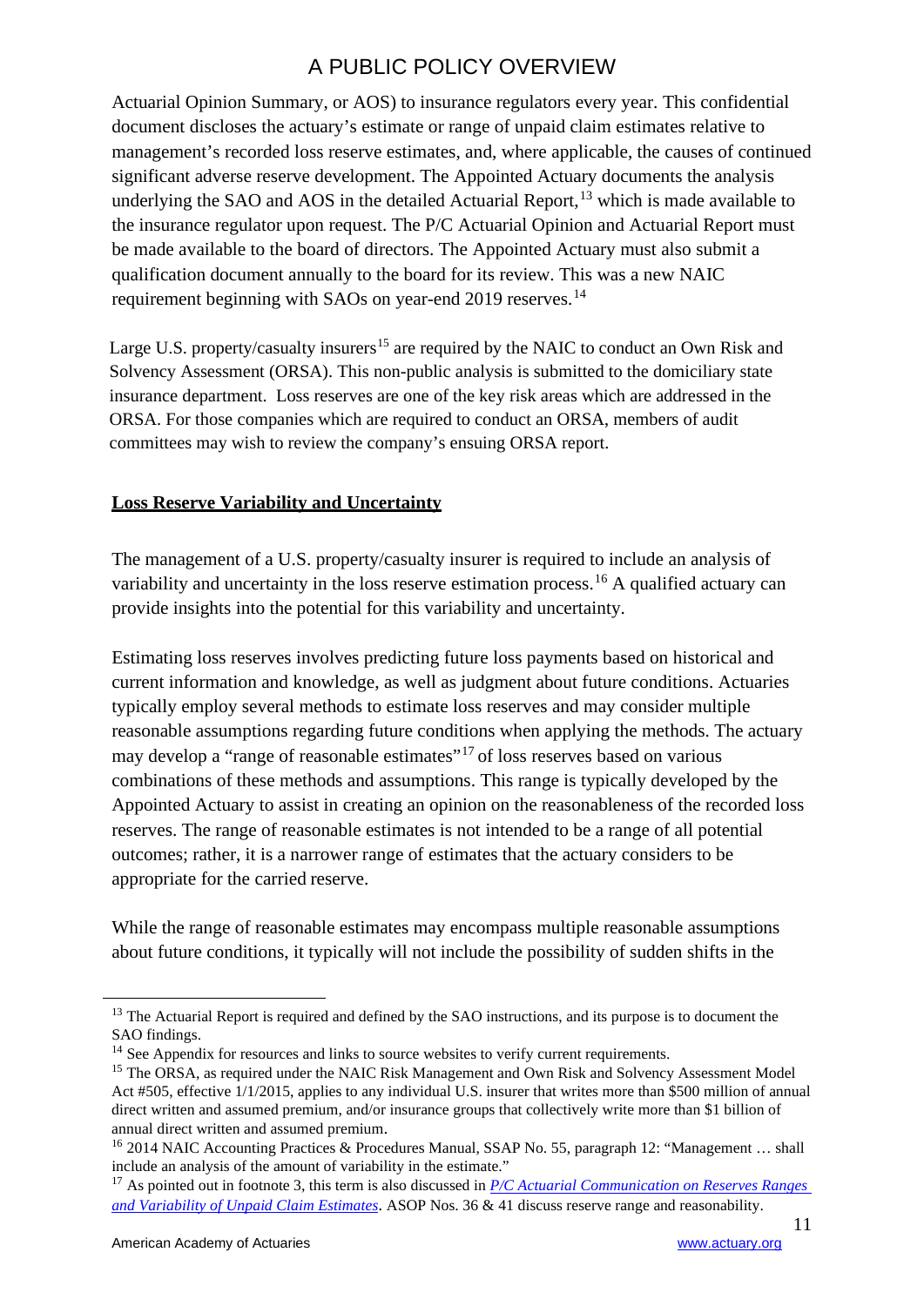Actuarial Opinion Summary, or AOS) to insurance regulators every year. This confidential document discloses the actuary's estimate or range of unpaid claim estimates relative to management's recorded loss reserve estimates, and, where applicable, the causes of continued significant adverse reserve development. The Appointed Actuary documents the analysis underlying the SAO and AOS in the detailed Actuarial Report,[13] which is made available to the insurance regulator upon request. The P/C Actuarial Opinion and Actuarial Report must be made available to the board of directors. The Appointed Actuary must also submit a qualification document annually to the board for its review. This was a new NAIC requirement beginning with SAOs on year-end 2019 reserves.[14]

Large U.S. property/casualty insurers[15] are required by the NAIC to conduct an Own Risk and Solvency Assessment (ORSA). This non-public analysis is submitted to the domiciliary state insurance department. Loss reserves are one of the key risk areas which are addressed in the ORSA. For those companies which are required to conduct an ORSA, members of audit committees may wish to review the company's ensuing ORSA report.

## Loss Reserve Variability and Uncertainty

The management of a U.S. property/casualty insurer is required to include an analysis of variability and uncertainty in the loss reserve estimation process.[16] A qualified actuary can provide insights into the potential for this variability and uncertainty.

Estimating loss reserves involves predicting future loss payments based on historical and current information and knowledge, as well as judgment about future conditions. Actuaries typically employ several methods to estimate loss reserves and may consider multiple reasonable assumptions regarding future conditions when applying the methods. The actuary may develop a "range of reasonable estimates"[17] of loss reserves based on various combinations of these methods and assumptions. This range is typically developed by the Appointed Actuary to assist in creating an opinion on the reasonableness of the recorded loss reserves. The range of reasonable estimates is not intended to be a range of all potential outcomes; rather, it is a narrower range of estimates that the actuary considers to be appropriate for the carried reserve.

While the range of reasonable estimates may encompass multiple reasonable assumptions about future conditions, it typically will not include the possibility of sudden shifts in the

---

[13] The Actuarial Report is required and defined by the SAO instructions, and its purpose is to document the SAO findings.

[14] See Appendix for resources and links to source websites to verify current requirements.

[15] The ORSA, as required under the NAIC Risk Management and Own Risk and Solvency Assessment Model Act #505, effective 1/1/2015, applies to any individual U.S. insurer that writes more than $500 million of annual direct written and assumed premium, and/or insurance groups that collectively write more than $1 billion of annual direct written and assumed premium.

[16] 2014 NAIC Accounting Practices & Procedures Manual, SSAP No. 55, paragraph 12: "Management … shall include an analysis of the amount of variability in the estimate."

[17] As pointed out in footnote 3, this term is also discussed in *P/C Actuarial Communication on Reserves Ranges and Variability of Unpaid Claim Estimates*. ASOP Nos. 36 & 41 discuss reserve range and reasonability.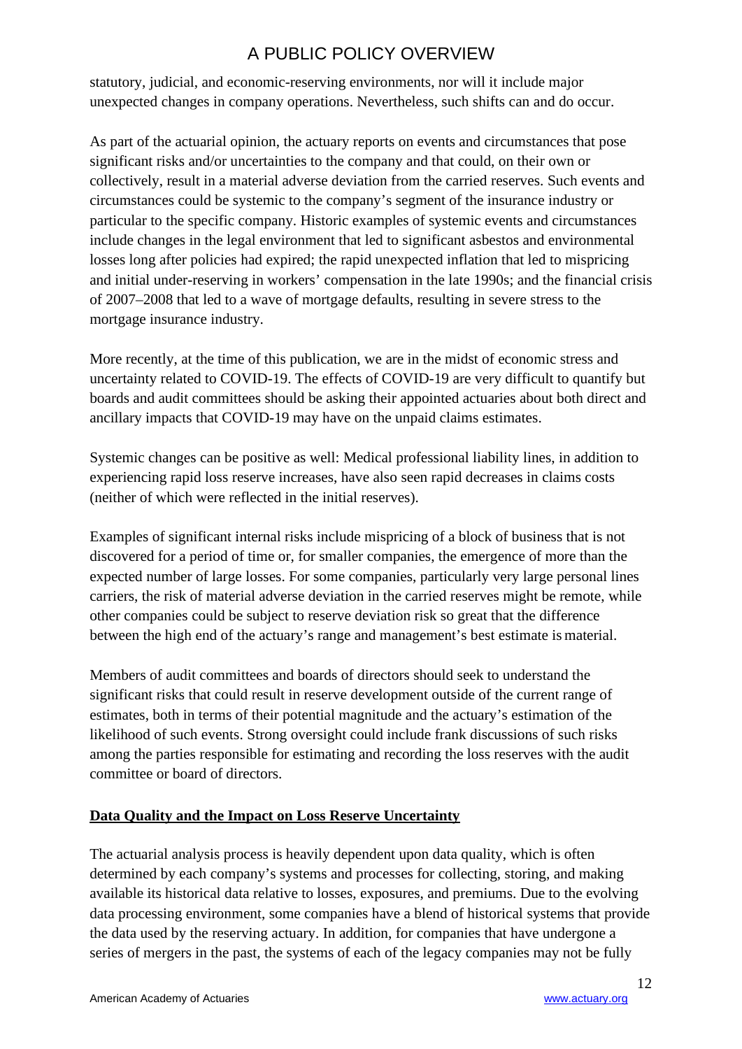statutory, judicial, and economic-reserving environments, nor will it include major unexpected changes in company operations. Nevertheless, such shifts can and do occur.

As part of the actuarial opinion, the actuary reports on events and circumstances that pose significant risks and/or uncertainties to the company and that could, on their own or collectively, result in a material adverse deviation from the carried reserves. Such events and circumstances could be systemic to the company's segment of the insurance industry or particular to the specific company. Historic examples of systemic events and circumstances include changes in the legal environment that led to significant asbestos and environmental losses long after policies had expired; the rapid unexpected inflation that led to mispricing and initial under-reserving in workers' compensation in the late 1990s; and the financial crisis of 2007–2008 that led to a wave of mortgage defaults, resulting in severe stress to the mortgage insurance industry.

More recently, at the time of this publication, we are in the midst of economic stress and uncertainty related to COVID-19. The effects of COVID-19 are very difficult to quantify but boards and audit committees should be asking their appointed actuaries about both direct and ancillary impacts that COVID-19 may have on the unpaid claims estimates.

Systemic changes can be positive as well: Medical professional liability lines, in addition to experiencing rapid loss reserve increases, have also seen rapid decreases in claims costs (neither of which were reflected in the initial reserves).

Examples of significant internal risks include mispricing of a block of business that is not discovered for a period of time or, for smaller companies, the emergence of more than the expected number of large losses. For some companies, particularly very large personal lines carriers, the risk of material adverse deviation in the carried reserves might be remote, while other companies could be subject to reserve deviation risk so great that the difference between the high end of the actuary's range and management's best estimate is material.

Members of audit committees and boards of directors should seek to understand the significant risks that could result in reserve development outside of the current range of estimates, both in terms of their potential magnitude and the actuary's estimation of the likelihood of such events. Strong oversight could include frank discussions of such risks among the parties responsible for estimating and recording the loss reserves with the audit committee or board of directors.

## Data Quality and the Impact on Loss Reserve Uncertainty

The actuarial analysis process is heavily dependent upon data quality, which is often determined by each company's systems and processes for collecting, storing, and making available its historical data relative to losses, exposures, and premiums. Due to the evolving data processing environment, some companies have a blend of historical systems that provide the data used by the reserving actuary. In addition, for companies that have undergone a series of mergers in the past, the systems of each of the legacy companies may not be fully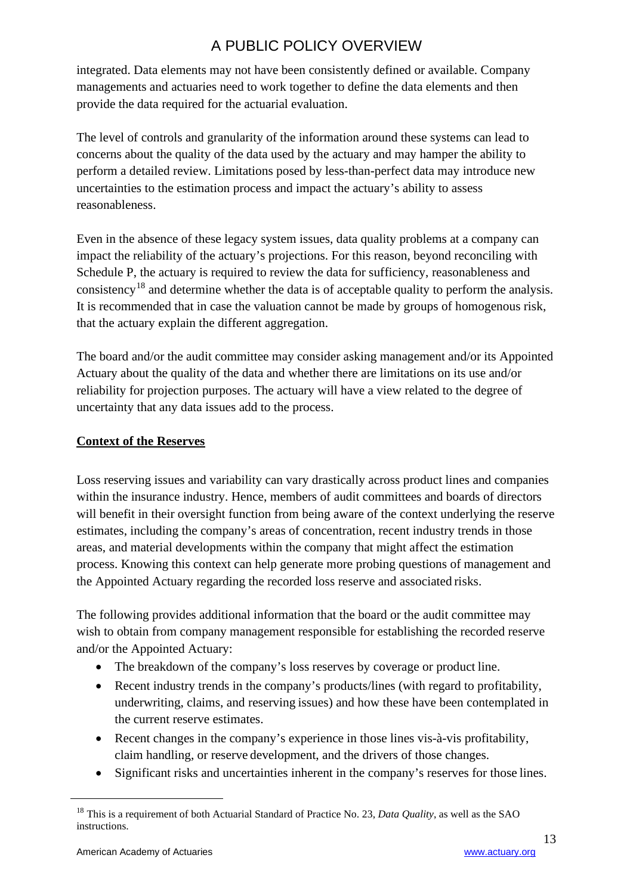integrated. Data elements may not have been consistently defined or available. Company managements and actuaries need to work together to define the data elements and then provide the data required for the actuarial evaluation.

The level of controls and granularity of the information around these systems can lead to concerns about the quality of the data used by the actuary and may hamper the ability to perform a detailed review. Limitations posed by less-than-perfect data may introduce new uncertainties to the estimation process and impact the actuary's ability to assess reasonableness.

Even in the absence of these legacy system issues, data quality problems at a company can impact the reliability of the actuary's projections. For this reason, beyond reconciling with Schedule P, the actuary is required to review the data for sufficiency, reasonableness and consistency[18] and determine whether the data is of acceptable quality to perform the analysis. It is recommended that in case the valuation cannot be made by groups of homogenous risk, that the actuary explain the different aggregation.

The board and/or the audit committee may consider asking management and/or its Appointed Actuary about the quality of the data and whether there are limitations on its use and/or reliability for projection purposes. The actuary will have a view related to the degree of uncertainty that any data issues add to the process.

## Context of the Reserves

Loss reserving issues and variability can vary drastically across product lines and companies within the insurance industry. Hence, members of audit committees and boards of directors will benefit in their oversight function from being aware of the context underlying the reserve estimates, including the company's areas of concentration, recent industry trends in those areas, and material developments within the company that might affect the estimation process. Knowing this context can help generate more probing questions of management and the Appointed Actuary regarding the recorded loss reserve and associated risks.

The following provides additional information that the board or the audit committee may wish to obtain from company management responsible for establishing the recorded reserve and/or the Appointed Actuary:

- The breakdown of the company's loss reserves by coverage or product line.
- Recent industry trends in the company's products/lines (with regard to profitability, underwriting, claims, and reserving issues) and how these have been contemplated in the current reserve estimates.
- Recent changes in the company's experience in those lines vis-à-vis profitability, claim handling, or reserve development, and the drivers of those changes.
- Significant risks and uncertainties inherent in the company's reserves for those lines.

[18] This is a requirement of both Actuarial Standard of Practice No. 23, *Data Quality*, as well as the SAO instructions.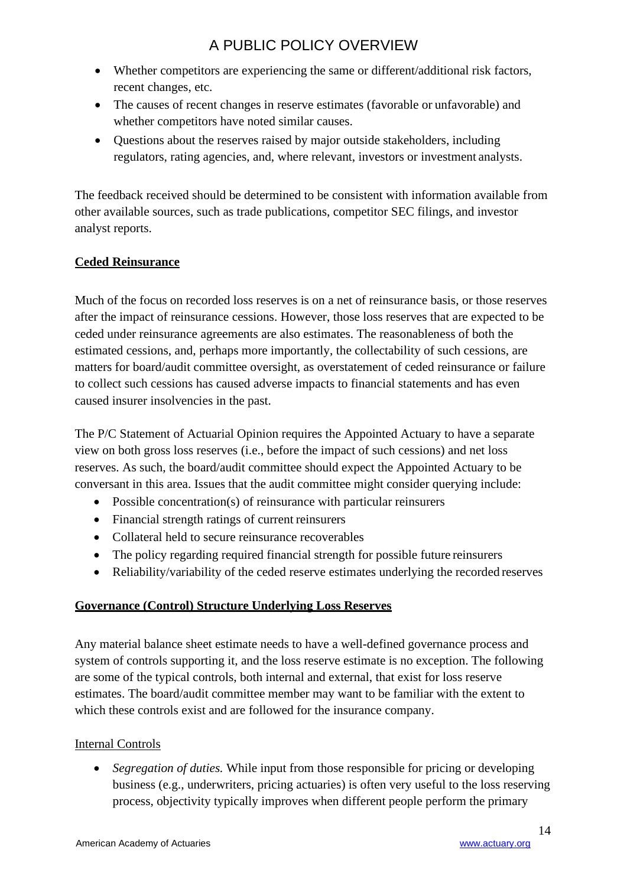- Whether competitors are experiencing the same or different/additional risk factors, recent changes, etc.
- The causes of recent changes in reserve estimates (favorable or unfavorable) and whether competitors have noted similar causes.
- Questions about the reserves raised by major outside stakeholders, including regulators, rating agencies, and, where relevant, investors or investment analysts.

The feedback received should be determined to be consistent with information available from other available sources, such as trade publications, competitor SEC filings, and investor analyst reports.

## Ceded Reinsurance

Much of the focus on recorded loss reserves is on a net of reinsurance basis, or those reserves after the impact of reinsurance cessions. However, those loss reserves that are expected to be ceded under reinsurance agreements are also estimates. The reasonableness of both the estimated cessions, and, perhaps more importantly, the collectability of such cessions, are matters for board/audit committee oversight, as overstatement of ceded reinsurance or failure to collect such cessions has caused adverse impacts to financial statements and has even caused insurer insolvencies in the past.

The P/C Statement of Actuarial Opinion requires the Appointed Actuary to have a separate view on both gross loss reserves (i.e., before the impact of such cessions) and net loss reserves. As such, the board/audit committee should expect the Appointed Actuary to be conversant in this area. Issues that the audit committee might consider querying include:

- Possible concentration(s) of reinsurance with particular reinsurers
- Financial strength ratings of current reinsurers
- Collateral held to secure reinsurance recoverables
- The policy regarding required financial strength for possible future reinsurers
- Reliability/variability of the ceded reserve estimates underlying the recorded reserves

## Governance (Control) Structure Underlying Loss Reserves

Any material balance sheet estimate needs to have a well-defined governance process and system of controls supporting it, and the loss reserve estimate is no exception. The following are some of the typical controls, both internal and external, that exist for loss reserve estimates. The board/audit committee member may want to be familiar with the extent to which these controls exist and are followed for the insurance company.

### Internal Controls

- *Segregation of duties.* While input from those responsible for pricing or developing business (e.g., underwriters, pricing actuaries) is often very useful to the loss reserving process, objectivity typically improves when different people perform the primary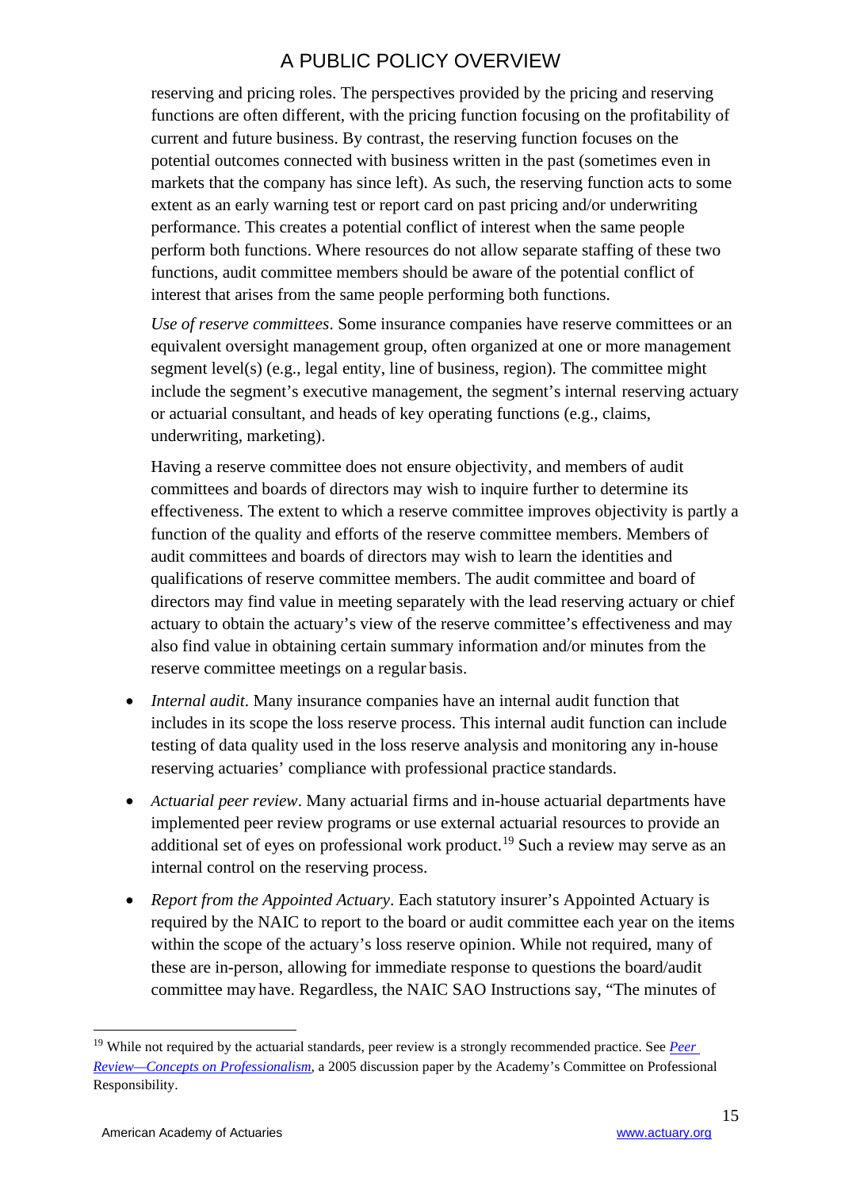reserving and pricing roles. The perspectives provided by the pricing and reserving functions are often different, with the pricing function focusing on the profitability of current and future business. By contrast, the reserving function focuses on the potential outcomes connected with business written in the past (sometimes even in markets that the company has since left). As such, the reserving function acts to some extent as an early warning test or report card on past pricing and/or underwriting performance. This creates a potential conflict of interest when the same people perform both functions. Where resources do not allow separate staffing of these two functions, audit committee members should be aware of the potential conflict of interest that arises from the same people performing both functions.

*Use of reserve committees*. Some insurance companies have reserve committees or an equivalent oversight management group, often organized at one or more management segment level(s) (e.g., legal entity, line of business, region). The committee might include the segment's executive management, the segment's internal reserving actuary or actuarial consultant, and heads of key operating functions (e.g., claims, underwriting, marketing).

Having a reserve committee does not ensure objectivity, and members of audit committees and boards of directors may wish to inquire further to determine its effectiveness. The extent to which a reserve committee improves objectivity is partly a function of the quality and efforts of the reserve committee members. Members of audit committees and boards of directors may wish to learn the identities and qualifications of reserve committee members. The audit committee and board of directors may find value in meeting separately with the lead reserving actuary or chief actuary to obtain the actuary's view of the reserve committee's effectiveness and may also find value in obtaining certain summary information and/or minutes from the reserve committee meetings on a regular basis.

- *Internal audit*. Many insurance companies have an internal audit function that includes in its scope the loss reserve process. This internal audit function can include testing of data quality used in the loss reserve analysis and monitoring any in-house reserving actuaries' compliance with professional practice standards.
- *Actuarial peer review*. Many actuarial firms and in-house actuarial departments have implemented peer review programs or use external actuarial resources to provide an additional set of eyes on professional work product.[19] Such a review may serve as an internal control on the reserving process.
- *Report from the Appointed Actuary*. Each statutory insurer's Appointed Actuary is required by the NAIC to report to the board or audit committee each year on the items within the scope of the actuary's loss reserve opinion. While not required, many of these are in-person, allowing for immediate response to questions the board/audit committee may have. Regardless, the NAIC SAO Instructions say, "The minutes of

---

[19] While not required by the actuarial standards, peer review is a strongly recommended practice. See *Peer Review—Concepts on Professionalism*, a 2005 discussion paper by the Academy's Committee on Professional Responsibility.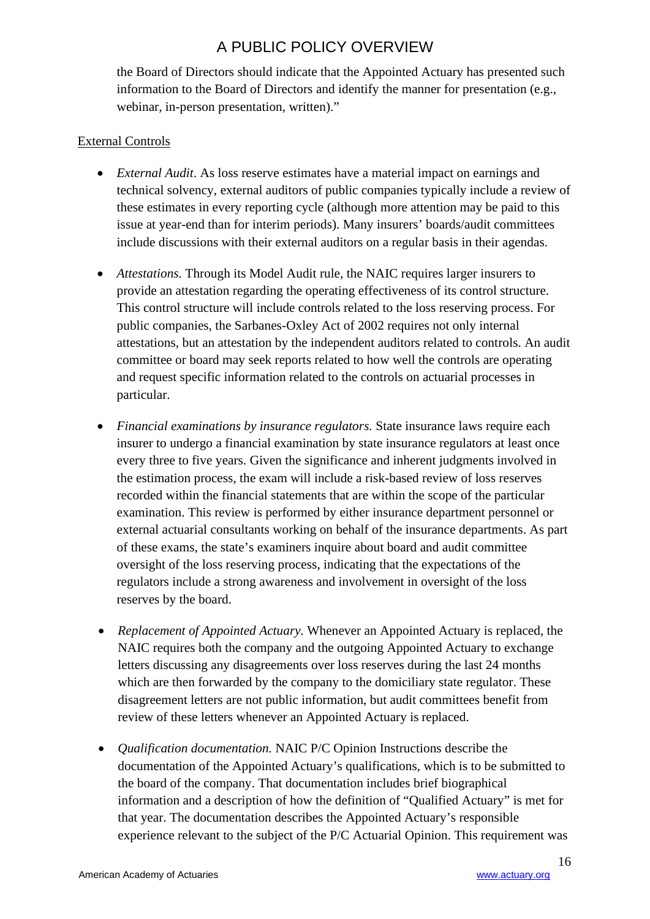the Board of Directors should indicate that the Appointed Actuary has presented such information to the Board of Directors and identify the manner for presentation (e.g., webinar, in-person presentation, written)."

External Controls

- *External Audit*. As loss reserve estimates have a material impact on earnings and technical solvency, external auditors of public companies typically include a review of these estimates in every reporting cycle (although more attention may be paid to this issue at year-end than for interim periods). Many insurers' boards/audit committees include discussions with their external auditors on a regular basis in their agendas.

- *Attestations.* Through its Model Audit rule, the NAIC requires larger insurers to provide an attestation regarding the operating effectiveness of its control structure. This control structure will include controls related to the loss reserving process. For public companies, the Sarbanes-Oxley Act of 2002 requires not only internal attestations, but an attestation by the independent auditors related to controls. An audit committee or board may seek reports related to how well the controls are operating and request specific information related to the controls on actuarial processes in particular.

- *Financial examinations by insurance regulators.* State insurance laws require each insurer to undergo a financial examination by state insurance regulators at least once every three to five years. Given the significance and inherent judgments involved in the estimation process, the exam will include a risk-based review of loss reserves recorded within the financial statements that are within the scope of the particular examination. This review is performed by either insurance department personnel or external actuarial consultants working on behalf of the insurance departments. As part of these exams, the state's examiners inquire about board and audit committee oversight of the loss reserving process, indicating that the expectations of the regulators include a strong awareness and involvement in oversight of the loss reserves by the board.

- *Replacement of Appointed Actuary.* Whenever an Appointed Actuary is replaced, the NAIC requires both the company and the outgoing Appointed Actuary to exchange letters discussing any disagreements over loss reserves during the last 24 months which are then forwarded by the company to the domiciliary state regulator. These disagreement letters are not public information, but audit committees benefit from review of these letters whenever an Appointed Actuary is replaced.

- *Qualification documentation.* NAIC P/C Opinion Instructions describe the documentation of the Appointed Actuary's qualifications, which is to be submitted to the board of the company. That documentation includes brief biographical information and a description of how the definition of "Qualified Actuary" is met for that year. The documentation describes the Appointed Actuary's responsible experience relevant to the subject of the P/C Actuarial Opinion. This requirement was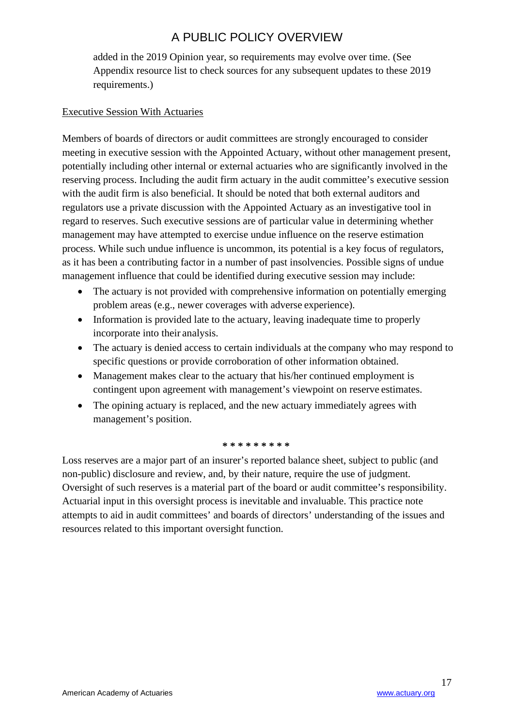added in the 2019 Opinion year, so requirements may evolve over time. (See Appendix resource list to check sources for any subsequent updates to these 2019 requirements.)

<u>Executive Session With Actuaries</u>

Members of boards of directors or audit committees are strongly encouraged to consider meeting in executive session with the Appointed Actuary, without other management present, potentially including other internal or external actuaries who are significantly involved in the reserving process. Including the audit firm actuary in the audit committee's executive session with the audit firm is also beneficial. It should be noted that both external auditors and regulators use a private discussion with the Appointed Actuary as an investigative tool in regard to reserves. Such executive sessions are of particular value in determining whether management may have attempted to exercise undue influence on the reserve estimation process. While such undue influence is uncommon, its potential is a key focus of regulators, as it has been a contributing factor in a number of past insolvencies. Possible signs of undue management influence that could be identified during executive session may include:

- The actuary is not provided with comprehensive information on potentially emerging problem areas (e.g., newer coverages with adverse experience).
- Information is provided late to the actuary, leaving inadequate time to properly incorporate into their analysis.
- The actuary is denied access to certain individuals at the company who may respond to specific questions or provide corroboration of other information obtained.
- Management makes clear to the actuary that his/her continued employment is contingent upon agreement with management's viewpoint on reserve estimates.
- The opining actuary is replaced, and the new actuary immediately agrees with management's position.

\* \* \* \* \* \* \* \* \*

Loss reserves are a major part of an insurer's reported balance sheet, subject to public (and non-public) disclosure and review, and, by their nature, require the use of judgment. Oversight of such reserves is a material part of the board or audit committee's responsibility. Actuarial input in this oversight process is inevitable and invaluable. This practice note attempts to aid in audit committees' and boards of directors' understanding of the issues and resources related to this important oversight function.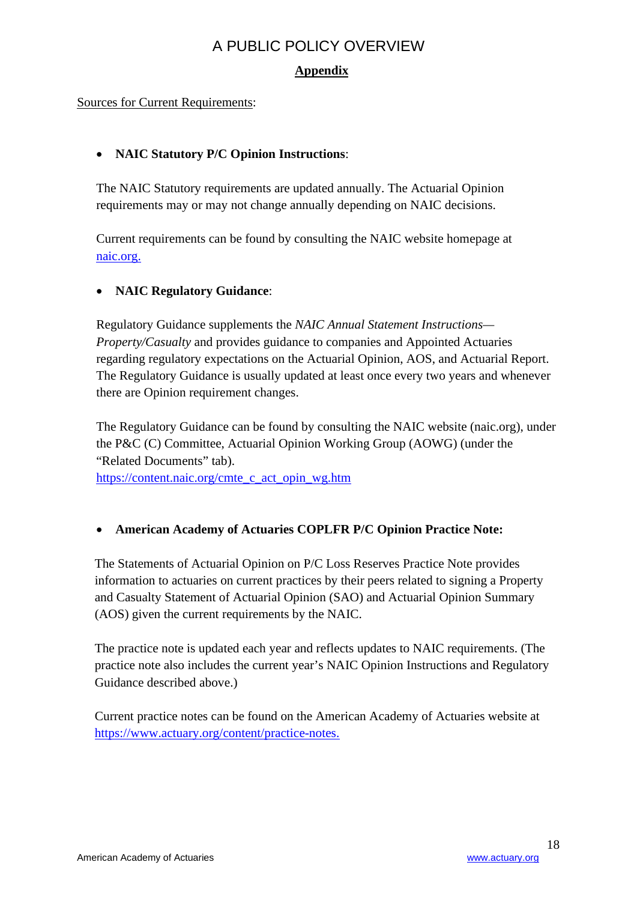## Appendix

Sources for Current Requirements:

- **NAIC Statutory P/C Opinion Instructions**:

  The NAIC Statutory requirements are updated annually. The Actuarial Opinion requirements may or may not change annually depending on NAIC decisions.

  Current requirements can be found by consulting the NAIC website homepage at naic.org.

- **NAIC Regulatory Guidance**:

  Regulatory Guidance supplements the *NAIC Annual Statement Instructions—Property/Casualty* and provides guidance to companies and Appointed Actuaries regarding regulatory expectations on the Actuarial Opinion, AOS, and Actuarial Report. The Regulatory Guidance is usually updated at least once every two years and whenever there are Opinion requirement changes.

  The Regulatory Guidance can be found by consulting the NAIC website (naic.org), under the P&C (C) Committee, Actuarial Opinion Working Group (AOWG) (under the "Related Documents" tab).
  https://content.naic.org/cmte_c_act_opin_wg.htm

- **American Academy of Actuaries COPLFR P/C Opinion Practice Note:**

  The Statements of Actuarial Opinion on P/C Loss Reserves Practice Note provides information to actuaries on current practices by their peers related to signing a Property and Casualty Statement of Actuarial Opinion (SAO) and Actuarial Opinion Summary (AOS) given the current requirements by the NAIC.

  The practice note is updated each year and reflects updates to NAIC requirements. (The practice note also includes the current year's NAIC Opinion Instructions and Regulatory Guidance described above.)

  Current practice notes can be found on the American Academy of Actuaries website at https://www.actuary.org/content/practice-notes.